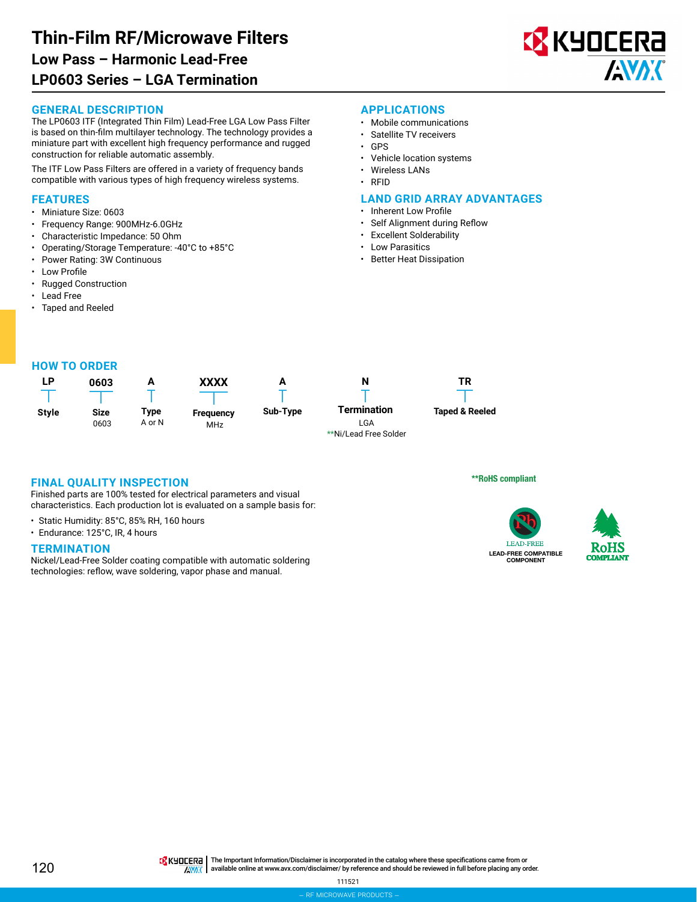# Thin-Film RF/Microwave Filters

## Low Pass – Harmonic Lead-Free

## LP0603 Series – LGA Termination

### GENERAL DESCRIPTION

The LP0603 ITF (Integrated Thin Film) Lead-Free LGA Low Pass Filter is based on thin-film multilayer technology. The technology provides a miniature part with excellent high frequency performance and rugged construction for reliable automatic assembly.

The ITF Low Pass Filters are offered in a variety of frequency bands compatible with various types of high frequency wireless systems.

### FEATURES

- Miniature Size: 0603
- Frequency Range: 900MHz-6.0GHz
- Characteristic Impedance: 50 Ohm
- Operating/Storage Temperature: -40°C to +85°C
- Power Rating: 3W Continuous
- Low Profile
- Rugged Construction
- Lead Free
- Taped and Reeled

### APPLICATIONS

- Mobile communications
- Satellite TV receivers
- GPS
- Vehicle location systems
- Wireless LANs
- RFID

### LAND GRID ARRAY ADVANTAGES

- Inherent Low Profile
- Self Alignment during Reflow
- Excellent Solderability
- Low Parasitics
- Better Heat Dissipation

### HOW TO ORDER

| LP | 0603 | A | XXXX | A | N | TR |
|---|---|---|---|---|---|---|
| Style | Size<br>0603 | Type<br>A or N | Frequency<br>MHz | Sub-Type | Termination<br>LGA<br>**Ni/Lead Free Solder | Taped & Reeled |

**RoHS compliant

LEAD-FREE COMPATIBLE COMPONENT

RoHS COMPLIANT

### FINAL QUALITY INSPECTION

Finished parts are 100% tested for electrical parameters and visual characteristics. Each production lot is evaluated on a sample basis for:

- Static Humidity: 85°C, 85% RH, 160 hours
- Endurance: 125°C, IR, 4 hours

### TERMINATION

Nickel/Lead-Free Solder coating compatible with automatic soldering technologies: reflow, wave soldering, vapor phase and manual.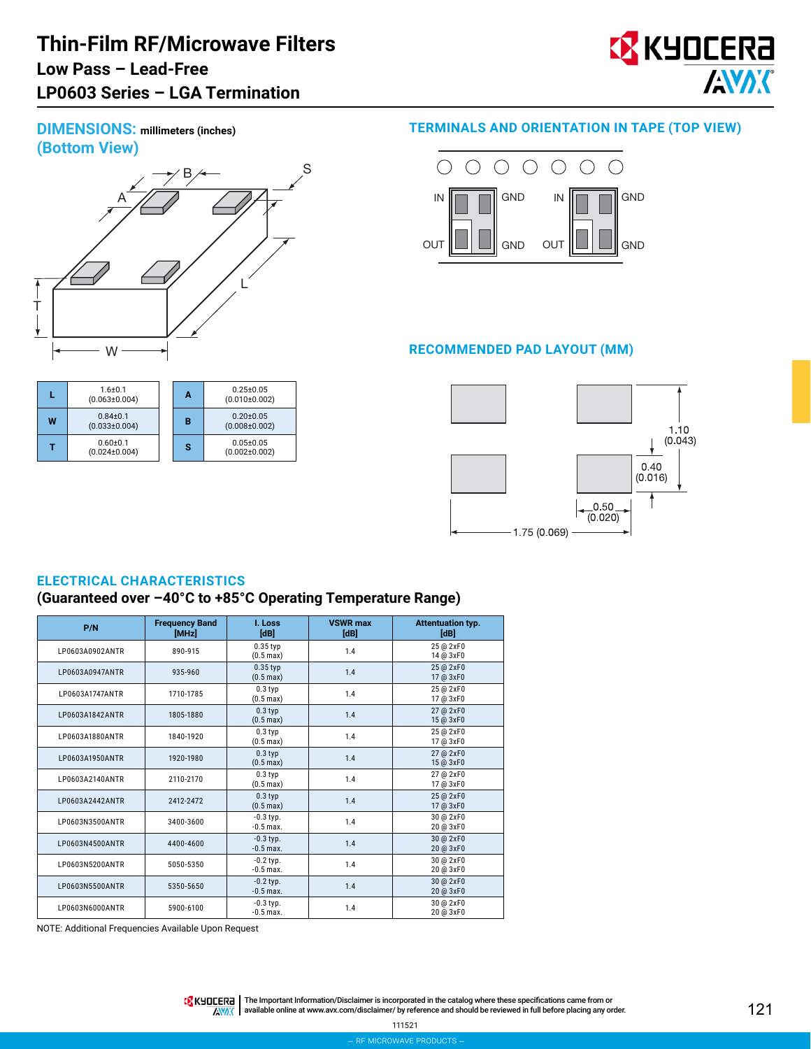#### Thin-Film RF/Microwave Filters
### Low Pass – Lead-Free
### LP0603 Series – LGA Termination

## DIMENSIONS: millimeters (inches)
## (Bottom View)

| L | 1.6±0.1 (0.063±0.004) | A | 0.25±0.05 (0.010±0.002) |
|---|---|---|---|
| W | 0.84±0.1 (0.033±0.004) | B | 0.20±0.05 (0.008±0.002) |
| T | 0.60±0.1 (0.024±0.004) | S | 0.05±0.05 (0.002±0.002) |

## TERMINALS AND ORIENTATION IN TAPE (TOP VIEW)

IN GND IN GND

OUT GND OUT GND

## RECOMMENDED PAD LAYOUT (MM)

1.10 (0.043)

0.40 (0.016)

0.50 (0.020)

1.75 (0.069)

## ELECTRICAL CHARACTERISTICS

### (Guaranteed over –40°C to +85°C Operating Temperature Range)

| P/N | Frequency Band [MHz] | I. Loss [dB] | VSWR max [dB] | Attentuation typ. [dB] |
|---|---|---|---|---|
| LP0603A0902ANTR | 890-915 | 0.35 typ (0.5 max) | 1.4 | 25 @ 2xF0<br>14 @ 3xF0 |
| LP0603A0947ANTR | 935-960 | 0.35 typ (0.5 max) | 1.4 | 25 @ 2xF0<br>17 @ 3xF0 |
| LP0603A1747ANTR | 1710-1785 | 0.3 typ (0.5 max) | 1.4 | 25 @ 2xF0<br>17 @ 3xF0 |
| LP0603A1842ANTR | 1805-1880 | 0.3 typ (0.5 max) | 1.4 | 27 @ 2xF0<br>15 @ 3xF0 |
| LP0603A1880ANTR | 1840-1920 | 0.3 typ (0.5 max) | 1.4 | 25 @ 2xF0<br>17 @ 3xF0 |
| LP0603A1950ANTR | 1920-1980 | 0.3 typ (0.5 max) | 1.4 | 27 @ 2xF0<br>15 @ 3xF0 |
| LP0603A2140ANTR | 2110-2170 | 0.3 typ (0.5 max) | 1.4 | 27 @ 2xF0<br>17 @ 3xF0 |
| LP0603A2442ANTR | 2412-2472 | 0.3 typ (0.5 max) | 1.4 | 25 @ 2xF0<br>17 @ 3xF0 |
| LP0603N3500ANTR | 3400-3600 | -0.3 typ. -0.5 max. | 1.4 | 30 @ 2xF0<br>20 @ 3xF0 |
| LP0603N4500ANTR | 4400-4600 | -0.3 typ. -0.5 max. | 1.4 | 30 @ 2xF0<br>20 @ 3xF0 |
| LP0603N5200ANTR | 5050-5350 | -0.2 typ. -0.5 max. | 1.4 | 30 @ 2xF0<br>20 @ 3xF0 |
| LP0603N5500ANTR | 5350-5650 | -0.2 typ. -0.5 max. | 1.4 | 30 @ 2xF0<br>20 @ 3xF0 |
| LP0603N6000ANTR | 5900-6100 | -0.3 typ. -0.5 max. | 1.4 | 30 @ 2xF0<br>20 @ 3xF0 |

NOTE: Additional Frequencies Available Upon Request

The Important Information/Disclaimer is incorporated in the catalog where these specifications came from or available online at www.avx.com/disclaimer/ by reference and should be reviewed in full before placing any order.

111521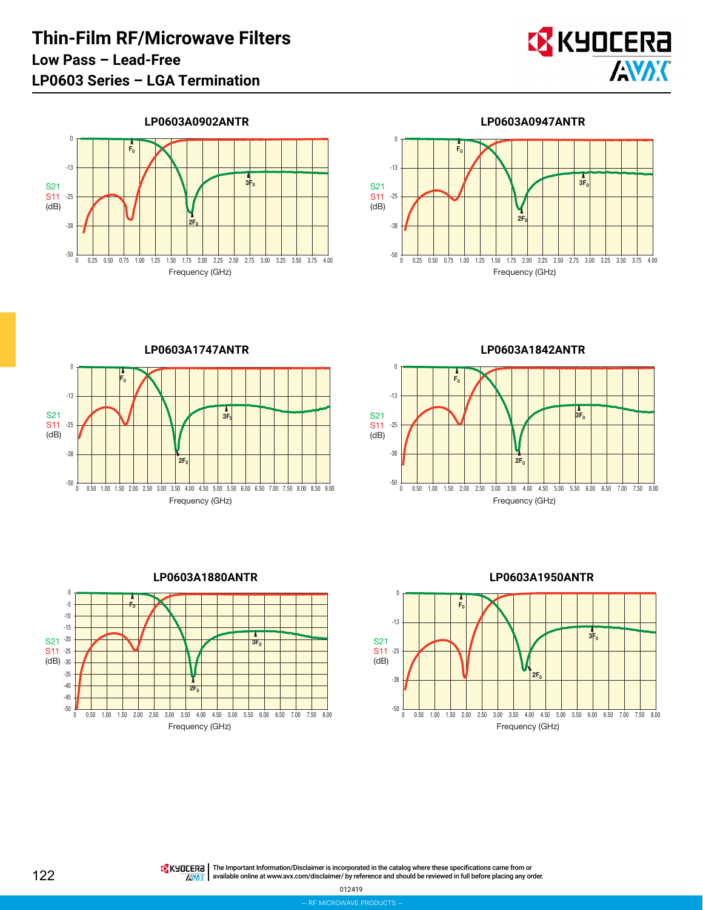# Thin-Film RF/Microwave Filters

## Low Pass – Lead-Free

## LP0603 Series – LGA Termination

### LP0603A0902ANTR

S21
S11
(dB)

0, -13, -25, -38, -50

$F_0$, $2F_0$, $3F_0$

0, 0.25, 0.50, 0.75, 1.00, 1.25, 1.50, 1.75, 2.00, 2.25, 2.50, 2.75, 3.00, 3.25, 3.50, 3.75, 4.00

Frequency (GHz)

### LP0603A0947ANTR

S21
S11
(dB)

0, -13, -25, -38, -50

$F_0$, $2F_0$, $3F_0$

0, 0.25, 0.50, 0.75, 1.00, 1.25, 1.50, 1.75, 2.00, 2.25, 2.50, 2.75, 3.00, 3.25, 3.50, 3.75, 4.00

Frequency (GHz)

### LP0603A1747ANTR

S21
S11
(dB)

0, -13, -25, -38, -50

$F_0$, $2F_0$, $3F_0$

0, 0.50, 1.00, 1.50, 2.00, 2.50, 3.00, 3.50, 4.00, 4.50, 5.00, 5.50, 6.00, 6.50, 7.00, 7.50, 8.00, 8.50, 9.00

Frequency (GHz)

### LP0603A1842ANTR

S21
S11
(dB)

0, -13, -25, -38, -50

$F_0$, $2F_0$, $3F_0$

0, 0.50, 1.00, 1.50, 2.00, 2.50, 3.00, 3.50, 4.00, 4.50, 5.00, 5.50, 6.00, 6.50, 7.00, 7.50, 8.00

Frequency (GHz)

### LP0603A1880ANTR

S21
S11
(dB)

0, -5, -10, -15, -20, -25, -30, -35, -40, -45, -50

$F_0$, $2F_0$, $3F_0$

0, 0.50, 1.00, 1.50, 2.00, 2.50, 3.00, 3.50, 4.00, 4.50, 5.00, 5.50, 6.00, 6.50, 7.00, 7.50, 8.00

Frequency (GHz)

### LP0603A1950ANTR

S21
S11
(dB)

0, -13, -25, -38, -50

$F_0$, $2F_0$, $3F_0$

0, 0.50, 1.00, 1.50, 2.00, 2.50, 3.00, 3.50, 4.00, 4.50, 5.00, 5.50, 6.00, 6.50, 7.00, 7.50, 8.00

Frequency (GHz)

The Important Information/Disclaimer is incorporated in the catalog where these specifications came from or available online at www.avx.com/disclaimer/ by reference and should be reviewed in full before placing any order.

012419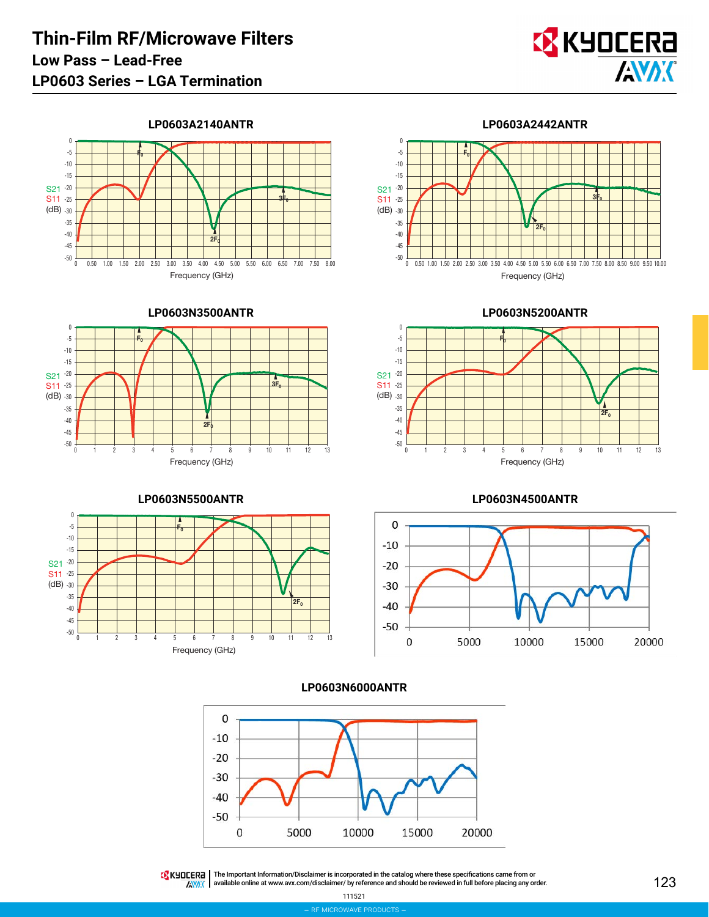# Thin-Film RF/Microwave Filters

## Low Pass – Lead-Free

## LP0603 Series – LGA Termination

### LP0603A2140ANTR

S21
S11
(dB)

Frequency (GHz)

### LP0603A2442ANTR

S21
S11
(dB)

Frequency (GHz)

### LP0603N3500ANTR

S21
S11
(dB)

Frequency (GHz)

### LP0603N5200ANTR

S21
S11
(dB)

Frequency (GHz)

### LP0603N5500ANTR

S21
S11
(dB)

Frequency (GHz)

### LP0603N4500ANTR

### LP0603N6000ANTR

The Important Information/Disclaimer is incorporated in the catalog where these specifications came from or available online at www.avx.com/disclaimer/ by reference and should be reviewed in full before placing any order.

111521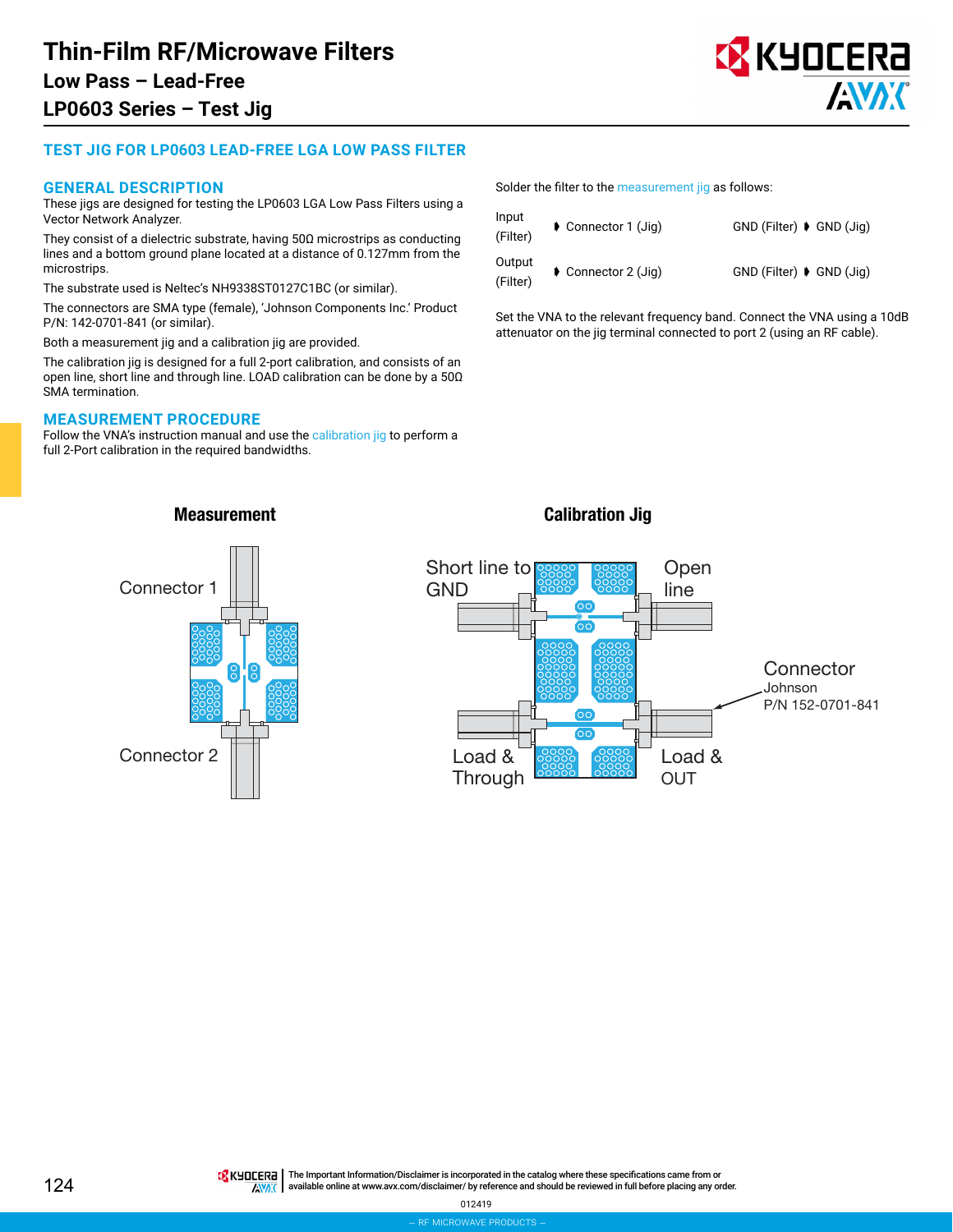# Thin-Film RF/Microwave Filters

## Low Pass – Lead-Free

## LP0603 Series – Test Jig

### TEST JIG FOR LP0603 LEAD-FREE LGA LOW PASS FILTER

#### GENERAL DESCRIPTION

These jigs are designed for testing the LP0603 LGA Low Pass Filters using a Vector Network Analyzer.

They consist of a dielectric substrate, having 50Ω microstrips as conducting lines and a bottom ground plane located at a distance of 0.127mm from the microstrips.

The substrate used is Neltec's NH9338ST0127C1BC (or similar).

The connectors are SMA type (female), 'Johnson Components Inc.' Product P/N: 142-0701-841 (or similar).

Both a measurement jig and a calibration jig are provided.

The calibration jig is designed for a full 2-port calibration, and consists of an open line, short line and through line. LOAD calibration can be done by a 50Ω SMA termination.

#### MEASUREMENT PROCEDURE

Follow the VNA's instruction manual and use the calibration jig to perform a full 2-Port calibration in the required bandwidths.

Solder the filter to the measurement jig as follows:

| | | |
|---|---|---|
| Input (Filter) | ➧ Connector 1 (Jig) | GND (Filter) ➧ GND (Jig) |
| Output (Filter) | ➧ Connector 2 (Jig) | GND (Filter) ➧ GND (Jig) |

Set the VNA to the relevant frequency band. Connect the VNA using a 10dB attenuator on the jig terminal connected to port 2 (using an RF cable).

**Measurement**

Connector 1

Connector 2

**Calibration Jig**

Short line to GND

Open line

Connector
Johnson
P/N 152-0701-841

Load & Through

Load & OUT